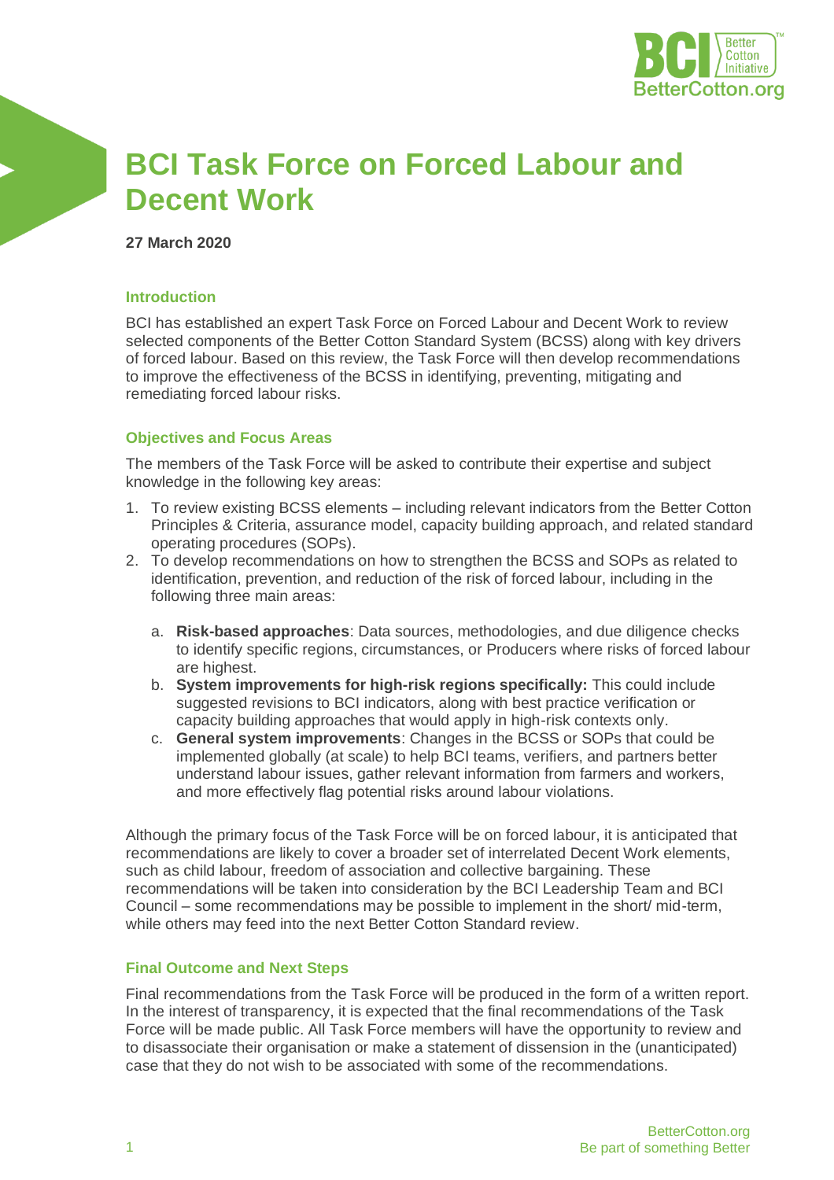# BCI Task Force on Forced Labour and Decent Work

**27 March 2020**

## Introduction

BCI has established an expert Task Force on Forced Labour and Decent Work to review selected components of the Better Cotton Standard System (BCSS) along with key drivers of forced labour. Based on this review, the Task Force will then develop recommendations to improve the effectiveness of the BCSS in identifying, preventing, mitigating and remediating forced labour risks.

## Objectives and Focus Areas

The members of the Task Force will be asked to contribute their expertise and subject knowledge in the following key areas:

1. To review existing BCSS elements – including relevant indicators from the Better Cotton Principles & Criteria, assurance model, capacity building approach, and related standard operating procedures (SOPs).
2. To develop recommendations on how to strengthen the BCSS and SOPs as related to identification, prevention, and reduction of the risk of forced labour, including in the following three main areas:
   a. **Risk-based approaches**: Data sources, methodologies, and due diligence checks to identify specific regions, circumstances, or Producers where risks of forced labour are highest.
   b. **System improvements for high-risk regions specifically:** This could include suggested revisions to BCI indicators, along with best practice verification or capacity building approaches that would apply in high-risk contexts only.
   c. **General system improvements**: Changes in the BCSS or SOPs that could be implemented globally (at scale) to help BCI teams, verifiers, and partners better understand labour issues, gather relevant information from farmers and workers, and more effectively flag potential risks around labour violations.

Although the primary focus of the Task Force will be on forced labour, it is anticipated that recommendations are likely to cover a broader set of interrelated Decent Work elements, such as child labour, freedom of association and collective bargaining. These recommendations will be taken into consideration by the BCI Leadership Team and BCI Council – some recommendations may be possible to implement in the short/ mid-term, while others may feed into the next Better Cotton Standard review.

## Final Outcome and Next Steps

Final recommendations from the Task Force will be produced in the form of a written report. In the interest of transparency, it is expected that the final recommendations of the Task Force will be made public. All Task Force members will have the opportunity to review and to disassociate their organisation or make a statement of dissension in the (unanticipated) case that they do not wish to be associated with some of the recommendations.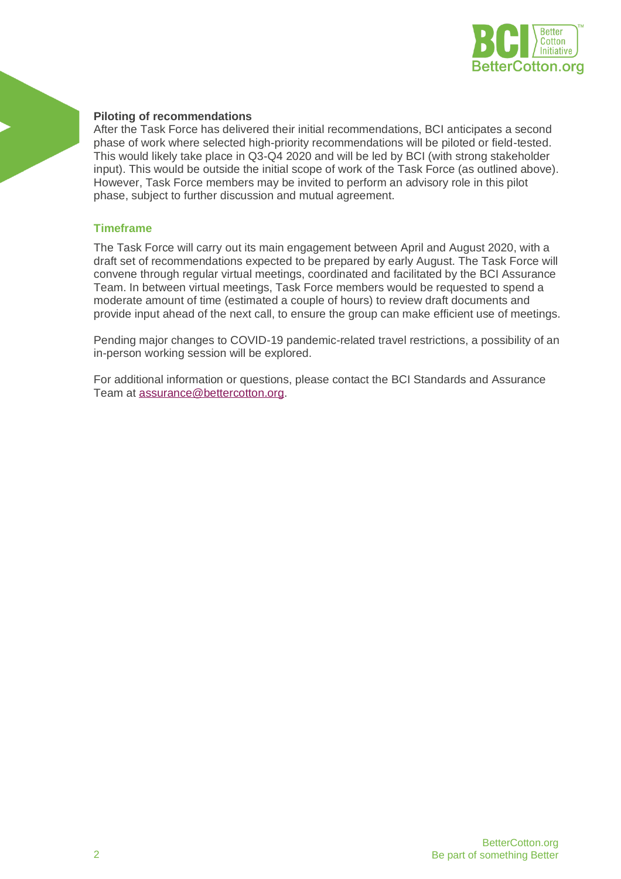**Piloting of recommendations**

After the Task Force has delivered their initial recommendations, BCI anticipates a second phase of work where selected high-priority recommendations will be piloted or field-tested. This would likely take place in Q3-Q4 2020 and will be led by BCI (with strong stakeholder input). This would be outside the initial scope of work of the Task Force (as outlined above). However, Task Force members may be invited to perform an advisory role in this pilot phase, subject to further discussion and mutual agreement.

## Timeframe

The Task Force will carry out its main engagement between April and August 2020, with a draft set of recommendations expected to be prepared by early August. The Task Force will convene through regular virtual meetings, coordinated and facilitated by the BCI Assurance Team. In between virtual meetings, Task Force members would be requested to spend a moderate amount of time (estimated a couple of hours) to review draft documents and provide input ahead of the next call, to ensure the group can make efficient use of meetings.

Pending major changes to COVID-19 pandemic-related travel restrictions, a possibility of an in-person working session will be explored.

For additional information or questions, please contact the BCI Standards and Assurance Team at assurance@bettercotton.org.